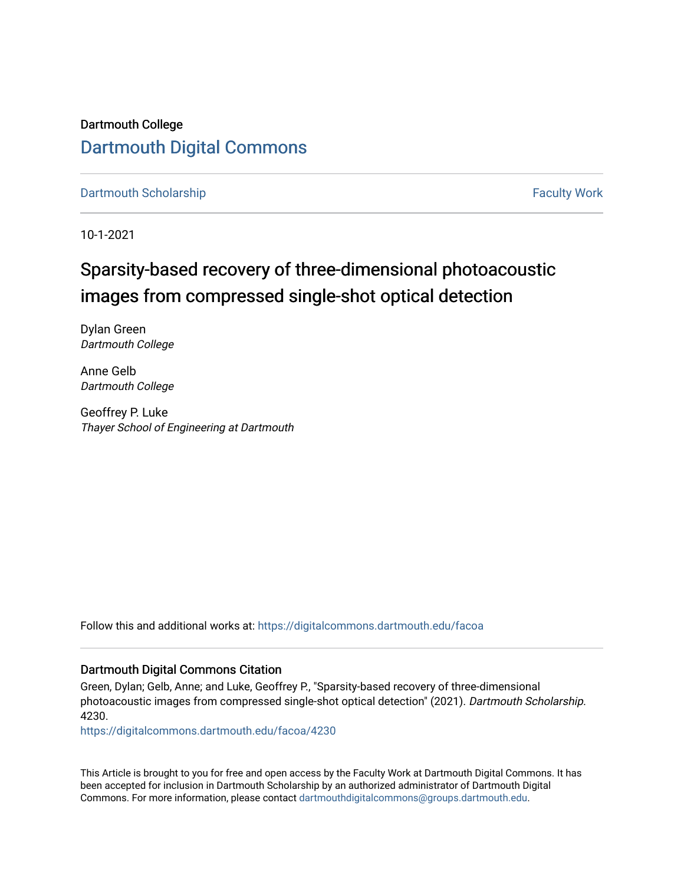Dartmouth College

# Dartmouth Digital Commons

Dartmouth Scholarship | Faculty Work

10-1-2021

## Sparsity-based recovery of three-dimensional photoacoustic images from compressed single-shot optical detection

Dylan Green
*Dartmouth College*

Anne Gelb
*Dartmouth College*

Geoffrey P. Luke
*Thayer School of Engineering at Dartmouth*

Follow this and additional works at: https://digitalcommons.dartmouth.edu/facoa

### Dartmouth Digital Commons Citation

Green, Dylan; Gelb, Anne; and Luke, Geoffrey P., "Sparsity-based recovery of three-dimensional photoacoustic images from compressed single-shot optical detection" (2021). *Dartmouth Scholarship*. 4230.
https://digitalcommons.dartmouth.edu/facoa/4230

This Article is brought to you for free and open access by the Faculty Work at Dartmouth Digital Commons. It has been accepted for inclusion in Dartmouth Scholarship by an authorized administrator of Dartmouth Digital Commons. For more information, please contact dartmouthdigitalcommons@groups.dartmouth.edu.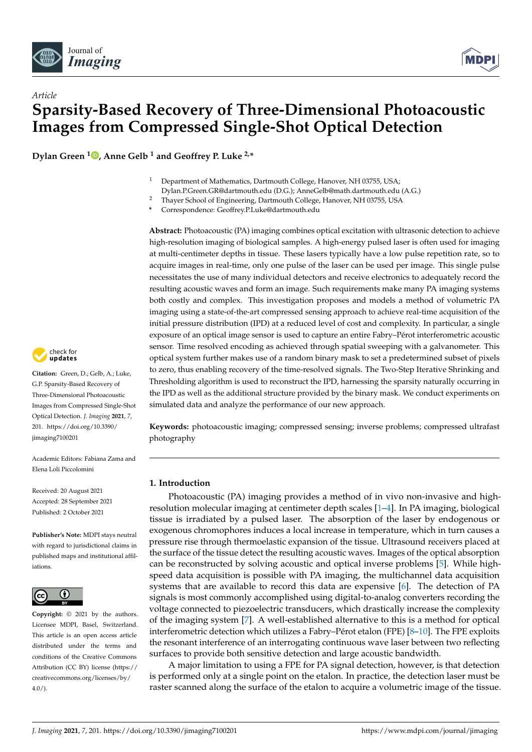## Article

# Sparsity-Based Recovery of Three-Dimensional Photoacoustic Images from Compressed Single-Shot Optical Detection

**Dylan Green [1], Anne Gelb [1] and Geoffrey P. Luke [2,*]**

[1] Department of Mathematics, Dartmouth College, Hanover, NH 03755, USA; Dylan.P.Green.GR@dartmouth.edu (D.G.); AnneGelb@math.dartmouth.edu (A.G.)
[2] Thayer School of Engineering, Dartmouth College, Hanover, NH 03755, USA
\* Correspondence: Geoffrey.P.Luke@dartmouth.edu

**Abstract:** Photoacoustic (PA) imaging combines optical excitation with ultrasonic detection to achieve high-resolution imaging of biological samples. A high-energy pulsed laser is often used for imaging at multi-centimeter depths in tissue. These lasers typically have a low pulse repetition rate, so to acquire images in real-time, only one pulse of the laser can be used per image. This single pulse necessitates the use of many individual detectors and receive electronics to adequately record the resulting acoustic waves and form an image. Such requirements make many PA imaging systems both costly and complex. This investigation proposes and models a method of volumetric PA imaging using a state-of-the-art compressed sensing approach to achieve real-time acquisition of the initial pressure distribution (IPD) at a reduced level of cost and complexity. In particular, a single exposure of an optical image sensor is used to capture an entire Fabry–Pérot interferometric acoustic sensor. Time resolved encoding as achieved through spatial sweeping with a galvanometer. This optical system further makes use of a random binary mask to set a predetermined subset of pixels to zero, thus enabling recovery of the time-resolved signals. The Two-Step Iterative Shrinking and Thresholding algorithm is used to reconstruct the IPD, harnessing the sparsity naturally occurring in the IPD as well as the additional structure provided by the binary mask. We conduct experiments on simulated data and analyze the performance of our new approach.

**Keywords:** photoacoustic imaging; compressed sensing; inverse problems; compressed ultrafast photography

**Citation:** Green, D.; Gelb, A.; Luke, G.P. Sparsity-Based Recovery of Three-Dimensional Photoacoustic Images from Compressed Single-Shot Optical Detection. *J. Imaging* **2021**, *7*, 201. https://doi.org/10.3390/jimaging7100201

Academic Editors: Fabiana Zama and Elena Loli Piccolomini

Received: 20 August 2021
Accepted: 28 September 2021
Published: 2 October 2021

**Publisher's Note:** MDPI stays neutral with regard to jurisdictional claims in published maps and institutional affiliations.

**Copyright:** © 2021 by the authors. Licensee MDPI, Basel, Switzerland. This article is an open access article distributed under the terms and conditions of the Creative Commons Attribution (CC BY) license (https://creativecommons.org/licenses/by/4.0/).

## 1. Introduction

Photoacoustic (PA) imaging provides a method of in vivo non-invasive and high-resolution molecular imaging at centimeter depth scales [1–4]. In PA imaging, biological tissue is irradiated by a pulsed laser. The absorption of the laser by endogenous or exogenous chromophores induces a local increase in temperature, which in turn causes a pressure rise through thermoelastic expansion of the tissue. Ultrasound receivers placed at the surface of the tissue detect the resulting acoustic waves. Images of the optical absorption can be reconstructed by solving acoustic and optical inverse problems [5]. While high-speed data acquisition is possible with PA imaging, the multichannel data acquisition systems that are available to record this data are expensive [6]. The detection of PA signals is most commonly accomplished using digital-to-analog converters recording the voltage connected to piezoelectric transducers, which drastically increase the complexity of the imaging system [7]. A well-established alternative to this is a method for optical interferometric detection which utilizes a Fabry–Pérot etalon (FPE) [8–10]. The FPE exploits the resonant interference of an interrogating continuous wave laser between two reflecting surfaces to provide both sensitive detection and large acoustic bandwidth.

A major limitation to using a FPE for PA signal detection, however, is that detection is performed only at a single point on the etalon. In practice, the detection laser must be raster scanned along the surface of the etalon to acquire a volumetric image of the tissue.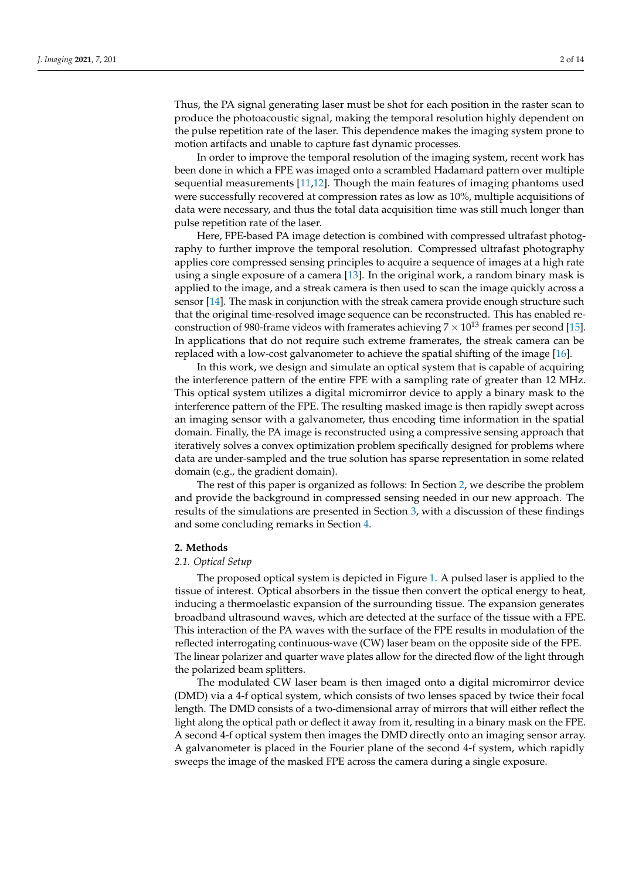Thus, the PA signal generating laser must be shot for each position in the raster scan to produce the photoacoustic signal, making the temporal resolution highly dependent on the pulse repetition rate of the laser. This dependence makes the imaging system prone to motion artifacts and unable to capture fast dynamic processes.

In order to improve the temporal resolution of the imaging system, recent work has been done in which a FPE was imaged onto a scrambled Hadamard pattern over multiple sequential measurements [11,12]. Though the main features of imaging phantoms used were successfully recovered at compression rates as low as 10%, multiple acquisitions of data were necessary, and thus the total data acquisition time was still much longer than pulse repetition rate of the laser.

Here, FPE-based PA image detection is combined with compressed ultrafast photography to further improve the temporal resolution. Compressed ultrafast photography applies core compressed sensing principles to acquire a sequence of images at a high rate using a single exposure of a camera [13]. In the original work, a random binary mask is applied to the image, and a streak camera is then used to scan the image quickly across a sensor [14]. The mask in conjunction with the streak camera provide enough structure such that the original time-resolved image sequence can be reconstructed. This has enabled reconstruction of 980-frame videos with framerates achieving $7 \times 10^{13}$ frames per second [15]. In applications that do not require such extreme framerates, the streak camera can be replaced with a low-cost galvanometer to achieve the spatial shifting of the image [16].

In this work, we design and simulate an optical system that is capable of acquiring the interference pattern of the entire FPE with a sampling rate of greater than 12 MHz. This optical system utilizes a digital micromirror device to apply a binary mask to the interference pattern of the FPE. The resulting masked image is then rapidly swept across an imaging sensor with a galvanometer, thus encoding time information in the spatial domain. Finally, the PA image is reconstructed using a compressive sensing approach that iteratively solves a convex optimization problem specifically designed for problems where data are under-sampled and the true solution has sparse representation in some related domain (e.g., the gradient domain).

The rest of this paper is organized as follows: In Section 2, we describe the problem and provide the background in compressed sensing needed in our new approach. The results of the simulations are presented in Section 3, with a discussion of these findings and some concluding remarks in Section 4.

## 2. Methods

### *2.1. Optical Setup*

The proposed optical system is depicted in Figure 1. A pulsed laser is applied to the tissue of interest. Optical absorbers in the tissue then convert the optical energy to heat, inducing a thermoelastic expansion of the surrounding tissue. The expansion generates broadband ultrasound waves, which are detected at the surface of the tissue with a FPE. This interaction of the PA waves with the surface of the FPE results in modulation of the reflected interrogating continuous-wave (CW) laser beam on the opposite side of the FPE. The linear polarizer and quarter wave plates allow for the directed flow of the light through the polarized beam splitters.

The modulated CW laser beam is then imaged onto a digital micromirror device (DMD) via a 4-f optical system, which consists of two lenses spaced by twice their focal length. The DMD consists of a two-dimensional array of mirrors that will either reflect the light along the optical path or deflect it away from it, resulting in a binary mask on the FPE. A second 4-f optical system then images the DMD directly onto an imaging sensor array. A galvanometer is placed in the Fourier plane of the second 4-f system, which rapidly sweeps the image of the masked FPE across the camera during a single exposure.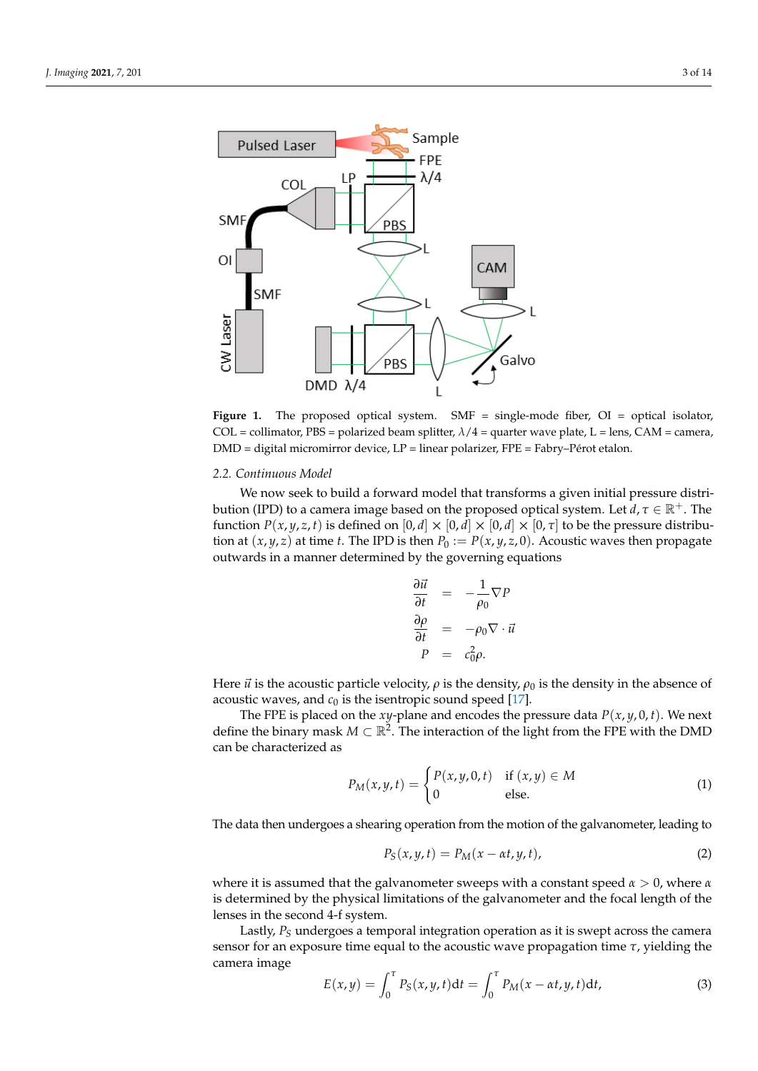**Figure 1.** The proposed optical system. SMF = single-mode fiber, OI = optical isolator, COL = collimator, PBS = polarized beam splitter, $\lambda/4$ = quarter wave plate, L = lens, CAM = camera, DMD = digital micromirror device, LP = linear polarizer, FPE = Fabry–Pérot etalon.

### 2.2. Continuous Model

We now seek to build a forward model that transforms a given initial pressure distribution (IPD) to a camera image based on the proposed optical system. Let $d, \tau \in \mathbb{R}^+$. The function $P(x, y, z, t)$ is defined on $[0, d] \times [0, d] \times [0, d] \times [0, \tau]$ to be the pressure distribution at $(x, y, z)$ at time $t$. The IPD is then $P_0 := P(x, y, z, 0)$. Acoustic waves then propagate outwards in a manner determined by the governing equations

$$
\begin{aligned}
\frac{\partial \vec{u}}{\partial t} &= -\frac{1}{\rho_0} \nabla P \\
\frac{\partial \rho}{\partial t} &= -\rho_0 \nabla \cdot \vec{u} \\
P &= c_0^2 \rho.
\end{aligned}
$$

Here $\vec{u}$ is the acoustic particle velocity, $\rho$ is the density, $\rho_0$ is the density in the absence of acoustic waves, and $c_0$ is the isentropic sound speed [17].

The FPE is placed on the $xy$-plane and encodes the pressure data $P(x, y, 0, t)$. We next define the binary mask $M \subset \mathbb{R}^2$. The interaction of the light from the FPE with the DMD can be characterized as

$$
P_M(x, y, t) = \begin{cases} P(x, y, 0, t) & \text{if } (x, y) \in M \\ 0 & \text{else.} \end{cases} \tag{1}
$$

The data then undergoes a shearing operation from the motion of the galvanometer, leading to

$$
P_S(x, y, t) = P_M(x - \alpha t, y, t), \tag{2}
$$

where it is assumed that the galvanometer sweeps with a constant speed $\alpha > 0$, where $\alpha$ is determined by the physical limitations of the galvanometer and the focal length of the lenses in the second 4-f system.

Lastly, $P_S$ undergoes a temporal integration operation as it is swept across the camera sensor for an exposure time equal to the acoustic wave propagation time $\tau$, yielding the camera image

$$
E(x, y) = \int_0^\tau P_S(x, y, t) \mathrm{d}t = \int_0^\tau P_M(x - \alpha t, y, t) \mathrm{d}t, \tag{3}
$$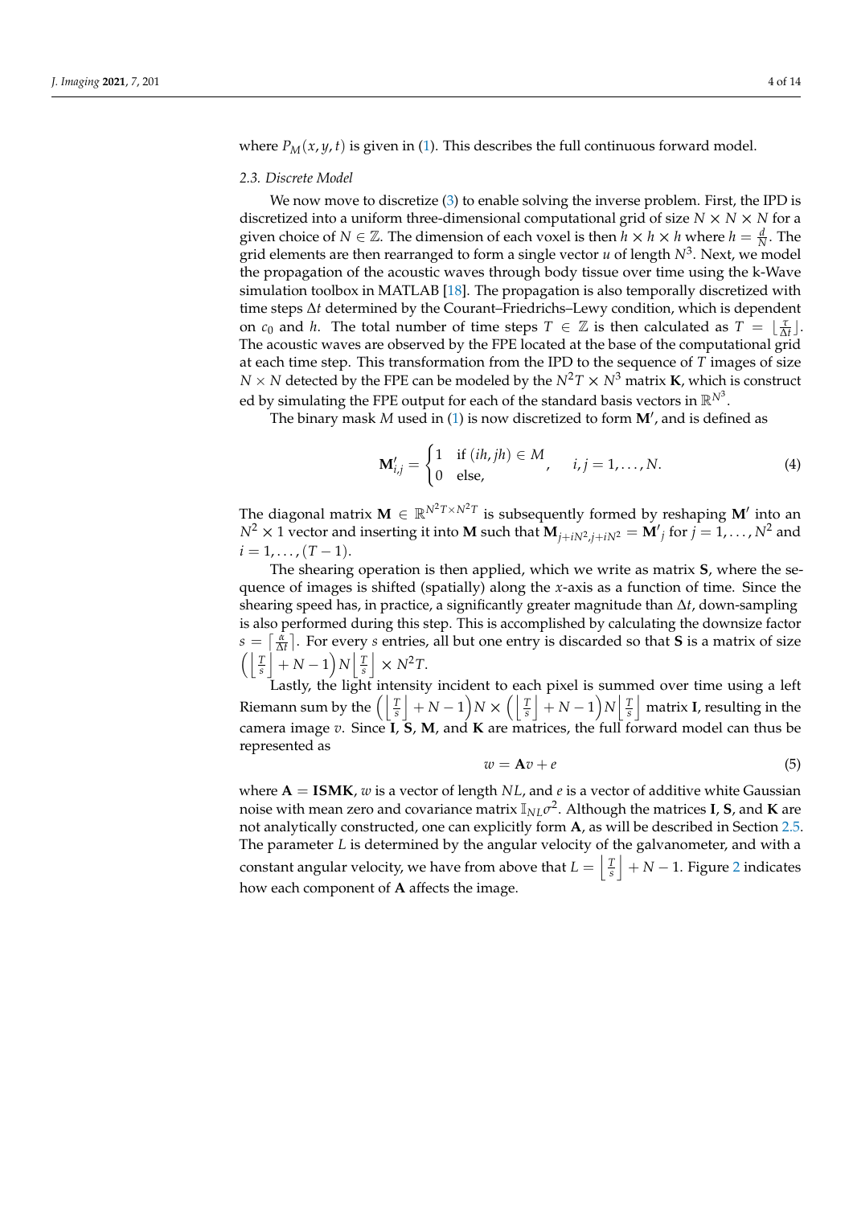where $P_M(x, y, t)$ is given in (1). This describes the full continuous forward model.

### 2.3. Discrete Model

We now move to discretize (3) to enable solving the inverse problem. First, the IPD is discretized into a uniform three-dimensional computational grid of size $N \times N \times N$ for a given choice of $N \in \mathbb{Z}$. The dimension of each voxel is then $h \times h \times h$ where $h = \frac{d}{N}$. The grid elements are then rearranged to form a single vector $u$ of length $N^3$. Next, we model the propagation of the acoustic waves through body tissue over time using the k-Wave simulation toolbox in MATLAB [18]. The propagation is also temporally discretized with time steps $\Delta t$ determined by the Courant–Friedrichs–Lewy condition, which is dependent on $c_0$ and $h$. The total number of time steps $T \in \mathbb{Z}$ is then calculated as $T = \lfloor \frac{\tau}{\Delta t} \rfloor$. The acoustic waves are observed by the FPE located at the base of the computational grid at each time step. This transformation from the IPD to the sequence of $T$ images of size $N \times N$ detected by the FPE can be modeled by the $N^2T \times N^3$ matrix $\mathbf{K}$, which is constructed by simulating the FPE output for each of the standard basis vectors in $\mathbb{R}^{N^3}$.

The binary mask $M$ used in (1) is now discretized to form $\mathbf{M}'$, and is defined as

$$\mathbf{M}'_{i,j} = \begin{cases} 1 & \text{if } (ih, jh) \in M \\ 0 & \text{else,} \end{cases} \quad i, j = 1, \ldots, N. \tag{4}$$

The diagonal matrix $\mathbf{M} \in \mathbb{R}^{N^2T \times N^2T}$ is subsequently formed by reshaping $\mathbf{M}'$ into an $N^2 \times 1$ vector and inserting it into $\mathbf{M}$ such that $\mathbf{M}_{j+iN^2, j+iN^2} = \mathbf{M}'_j$ for $j = 1, \ldots, N^2$ and $i = 1, \ldots, (T-1)$.

The shearing operation is then applied, which we write as matrix $\mathbf{S}$, where the sequence of images is shifted (spatially) along the $x$-axis as a function of time. Since the shearing speed has, in practice, a significantly greater magnitude than $\Delta t$, down-sampling is also performed during this step. This is accomplished by calculating the downsize factor $s = \lceil \frac{\alpha}{\Delta t} \rceil$. For every $s$ entries, all but one entry is discarded so that $\mathbf{S}$ is a matrix of size $\left( \left\lfloor \frac{T}{s} \right\rfloor + N - 1 \right) N \left\lfloor \frac{T}{s} \right\rfloor \times N^2T$.

Lastly, the light intensity incident to each pixel is summed over time using a left Riemann sum by the $\left( \left\lfloor \frac{T}{s} \right\rfloor + N - 1 \right) N \times \left( \left\lfloor \frac{T}{s} \right\rfloor + N - 1 \right) N \left\lfloor \frac{T}{s} \right\rfloor$ matrix $\mathbf{I}$, resulting in the camera image $v$. Since $\mathbf{I}$, $\mathbf{S}$, $\mathbf{M}$, and $\mathbf{K}$ are matrices, the full forward model can thus be represented as

$$w = \mathbf{A}v + e \tag{5}$$

where $\mathbf{A} = \mathbf{ISMK}$, $w$ is a vector of length $NL$, and $e$ is a vector of additive white Gaussian noise with mean zero and covariance matrix $\mathbb{I}_{NL}\sigma^2$. Although the matrices $\mathbf{I}$, $\mathbf{S}$, and $\mathbf{K}$ are not analytically constructed, one can explicitly form $\mathbf{A}$, as will be described in Section 2.5. The parameter $L$ is determined by the angular velocity of the galvanometer, and with a constant angular velocity, we have from above that $L = \left\lfloor \frac{T}{s} \right\rfloor + N - 1$. Figure 2 indicates how each component of $\mathbf{A}$ affects the image.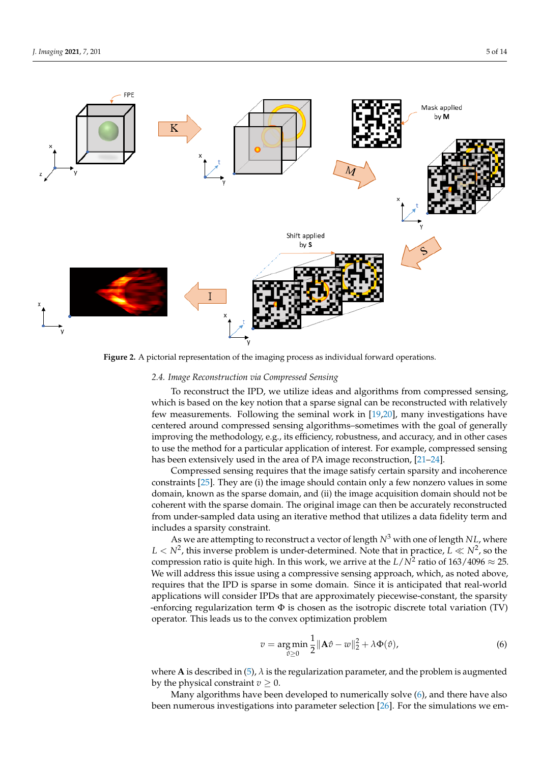**Figure 2.** A pictorial representation of the imaging process as individual forward operations.

### 2.4. Image Reconstruction via Compressed Sensing

To reconstruct the IPD, we utilize ideas and algorithms from compressed sensing, which is based on the key notion that a sparse signal can be reconstructed with relatively few measurements. Following the seminal work in [19,20], many investigations have centered around compressed sensing algorithms–sometimes with the goal of generally improving the methodology, e.g., its efficiency, robustness, and accuracy, and in other cases to use the method for a particular application of interest. For example, compressed sensing has been extensively used in the area of PA image reconstruction, [21–24].

Compressed sensing requires that the image satisfy certain sparsity and incoherence constraints [25]. They are (i) the image should contain only a few nonzero values in some domain, known as the sparse domain, and (ii) the image acquisition domain should not be coherent with the sparse domain. The original image can then be accurately reconstructed from under-sampled data using an iterative method that utilizes a data fidelity term and includes a sparsity constraint.

As we are attempting to reconstruct a vector of length $N^3$ with one of length $NL$, where $L < N^2$, this inverse problem is under-determined. Note that in practice, $L \ll N^2$, so the compression ratio is quite high. In this work, we arrive at the $L/N^2$ ratio of $163/4096 \approx 25$. We will address this issue using a compressive sensing approach, which, as noted above, requires that the IPD is sparse in some domain. Since it is anticipated that real-world applications will consider IPDs that are approximately piecewise-constant, the sparsity -enforcing regularization term $\Phi$ is chosen as the isotropic discrete total variation (TV) operator. This leads us to the convex optimization problem

$$v = \underset{\hat{v} \geq 0}{\arg\min} \frac{1}{2} \|\mathbf{A}\hat{v} - w\|_2^2 + \lambda \Phi(\hat{v}), \tag{6}$$

where $\mathbf{A}$ is described in (5), $\lambda$ is the regularization parameter, and the problem is augmented by the physical constraint $v \geq 0$.

Many algorithms have been developed to numerically solve (6), and there have also been numerous investigations into parameter selection [26]. For the simulations we em-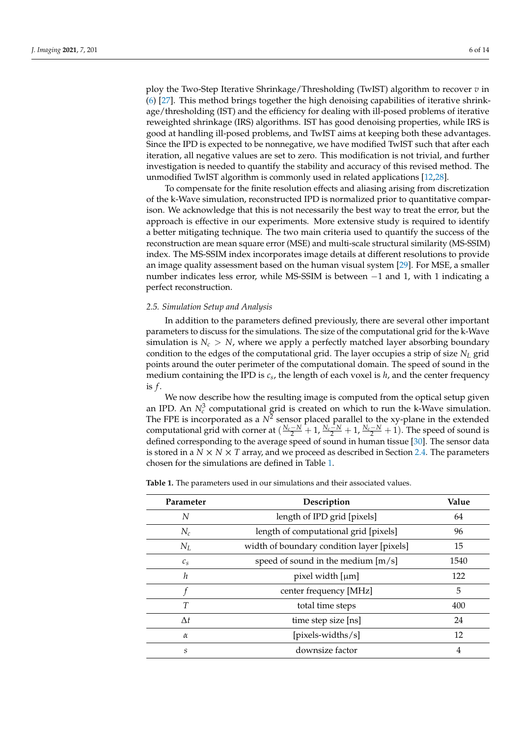ploy the Two-Step Iterative Shrinkage/Thresholding (TwIST) algorithm to recover $v$ in (6) [27]. This method brings together the high denoising capabilities of iterative shrinkage/thresholding (IST) and the efficiency for dealing with ill-posed problems of iterative reweighted shrinkage (IRS) algorithms. IST has good denoising properties, while IRS is good at handling ill-posed problems, and TwIST aims at keeping both these advantages. Since the IPD is expected to be nonnegative, we have modified TwIST such that after each iteration, all negative values are set to zero. This modification is not trivial, and further investigation is needed to quantify the stability and accuracy of this revised method. The unmodified TwIST algorithm is commonly used in related applications [12,28].

To compensate for the finite resolution effects and aliasing arising from discretization of the k-Wave simulation, reconstructed IPD is normalized prior to quantitative comparison. We acknowledge that this is not necessarily the best way to treat the error, but the approach is effective in our experiments. More extensive study is required to identify a better mitigating technique. The two main criteria used to quantify the success of the reconstruction are mean square error (MSE) and multi-scale structural similarity (MS-SSIM) index. The MS-SSIM index incorporates image details at different resolutions to provide an image quality assessment based on the human visual system [29]. For MSE, a smaller number indicates less error, while MS-SSIM is between $-1$ and 1, with 1 indicating a perfect reconstruction.

### *2.5. Simulation Setup and Analysis*

In addition to the parameters defined previously, there are several other important parameters to discuss for the simulations. The size of the computational grid for the k-Wave simulation is $N_c > N$, where we apply a perfectly matched layer absorbing boundary condition to the edges of the computational grid. The layer occupies a strip of size $N_L$ grid points around the outer perimeter of the computational domain. The speed of sound in the medium containing the IPD is $c_s$, the length of each voxel is $h$, and the center frequency is $f$.

We now describe how the resulting image is computed from the optical setup given an IPD. An $N_c^3$ computational grid is created on which to run the k-Wave simulation. The FPE is incorporated as a $N^2$ sensor placed parallel to the xy-plane in the extended computational grid with corner at $(\frac{N_c-N}{2}+1, \frac{N_c-N}{2}+1, \frac{N_c-N}{2}+1)$. The speed of sound is defined corresponding to the average speed of sound in human tissue [30]. The sensor data is stored in a $N \times N \times T$ array, and we proceed as described in Section 2.4. The parameters chosen for the simulations are defined in Table 1.

**Table 1.** The parameters used in our simulations and their associated values.

| Parameter | Description | Value |
| --- | --- | --- |
| $N$ | length of IPD grid [pixels] | 64 |
| $N_c$ | length of computational grid [pixels] | 96 |
| $N_L$ | width of boundary condition layer [pixels] | 15 |
| $c_s$ | speed of sound in the medium [m/s] | 1540 |
| $h$ | pixel width [μm] | 122 |
| $f$ | center frequency [MHz] | 5 |
| $T$ | total time steps | 400 |
| $\Delta t$ | time step size [ns] | 24 |
| $\alpha$ | [pixels-widths/s] | 12 |
| $s$ | downsize factor | 4 |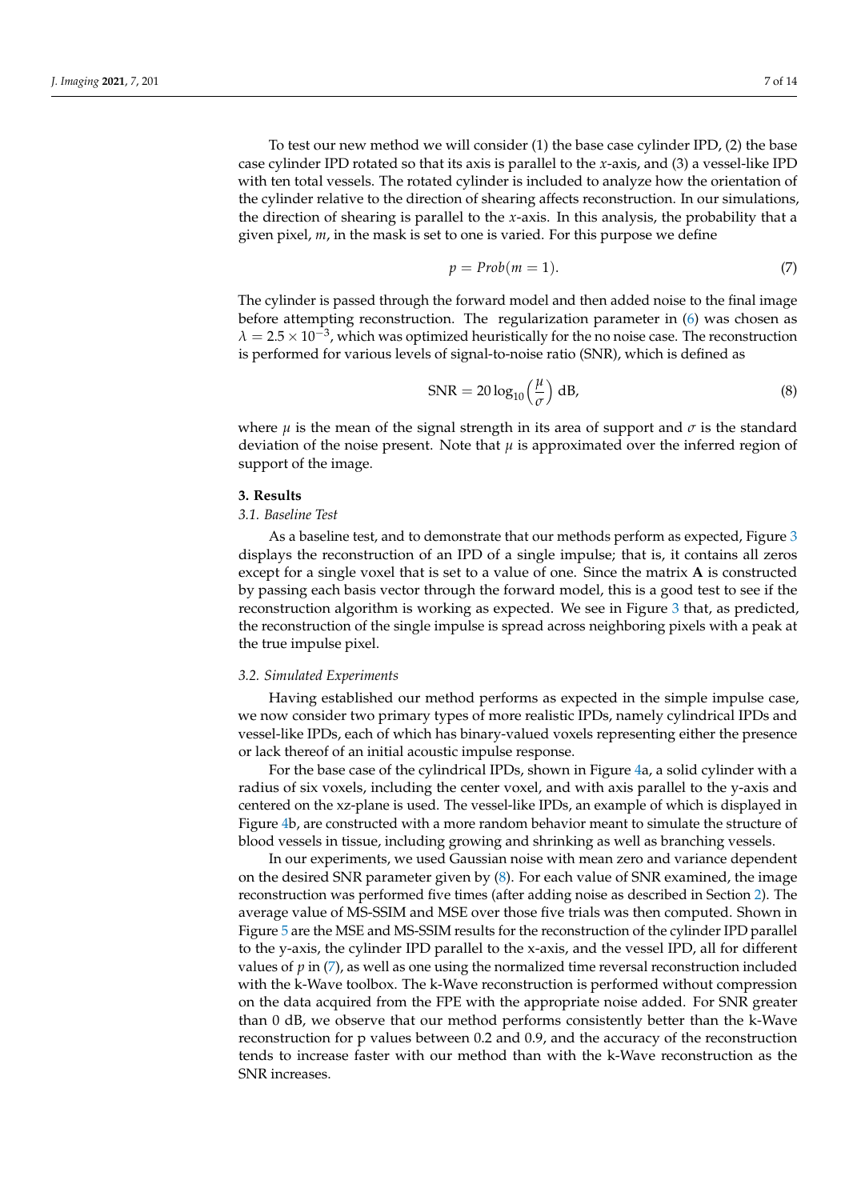To test our new method we will consider (1) the base case cylinder IPD, (2) the base case cylinder IPD rotated so that its axis is parallel to the *x*-axis, and (3) a vessel-like IPD with ten total vessels. The rotated cylinder is included to analyze how the orientation of the cylinder relative to the direction of shearing affects reconstruction. In our simulations, the direction of shearing is parallel to the *x*-axis. In this analysis, the probability that a given pixel, $m$, in the mask is set to one is varied. For this purpose we define

$$p = Prob(m = 1). \tag{7}$$

The cylinder is passed through the forward model and then added noise to the final image before attempting reconstruction. The regularization parameter in (6) was chosen as $\lambda = 2.5 \times 10^{-3}$, which was optimized heuristically for the no noise case. The reconstruction is performed for various levels of signal-to-noise ratio (SNR), which is defined as

$$\text{SNR} = 20 \log_{10}\left(\frac{\mu}{\sigma}\right) \text{ dB}, \tag{8}$$

where $\mu$ is the mean of the signal strength in its area of support and $\sigma$ is the standard deviation of the noise present. Note that $\mu$ is approximated over the inferred region of support of the image.

## 3. Results

### 3.1. Baseline Test

As a baseline test, and to demonstrate that our methods perform as expected, Figure 3 displays the reconstruction of an IPD of a single impulse; that is, it contains all zeros except for a single voxel that is set to a value of one. Since the matrix $\mathbf{A}$ is constructed by passing each basis vector through the forward model, this is a good test to see if the reconstruction algorithm is working as expected. We see in Figure 3 that, as predicted, the reconstruction of the single impulse is spread across neighboring pixels with a peak at the true impulse pixel.

### 3.2. Simulated Experiments

Having established our method performs as expected in the simple impulse case, we now consider two primary types of more realistic IPDs, namely cylindrical IPDs and vessel-like IPDs, each of which has binary-valued voxels representing either the presence or lack thereof of an initial acoustic impulse response.

For the base case of the cylindrical IPDs, shown in Figure 4a, a solid cylinder with a radius of six voxels, including the center voxel, and with axis parallel to the y-axis and centered on the xz-plane is used. The vessel-like IPDs, an example of which is displayed in Figure 4b, are constructed with a more random behavior meant to simulate the structure of blood vessels in tissue, including growing and shrinking as well as branching vessels.

In our experiments, we used Gaussian noise with mean zero and variance dependent on the desired SNR parameter given by (8). For each value of SNR examined, the image reconstruction was performed five times (after adding noise as described in Section 2). The average value of MS-SSIM and MSE over those five trials was then computed. Shown in Figure 5 are the MSE and MS-SSIM results for the reconstruction of the cylinder IPD parallel to the y-axis, the cylinder IPD parallel to the x-axis, and the vessel IPD, all for different values of $p$ in (7), as well as one using the normalized time reversal reconstruction included with the k-Wave toolbox. The k-Wave reconstruction is performed without compression on the data acquired from the FPE with the appropriate noise added. For SNR greater than 0 dB, we observe that our method performs consistently better than the k-Wave reconstruction for p values between 0.2 and 0.9, and the accuracy of the reconstruction tends to increase faster with our method than with the k-Wave reconstruction as the SNR increases.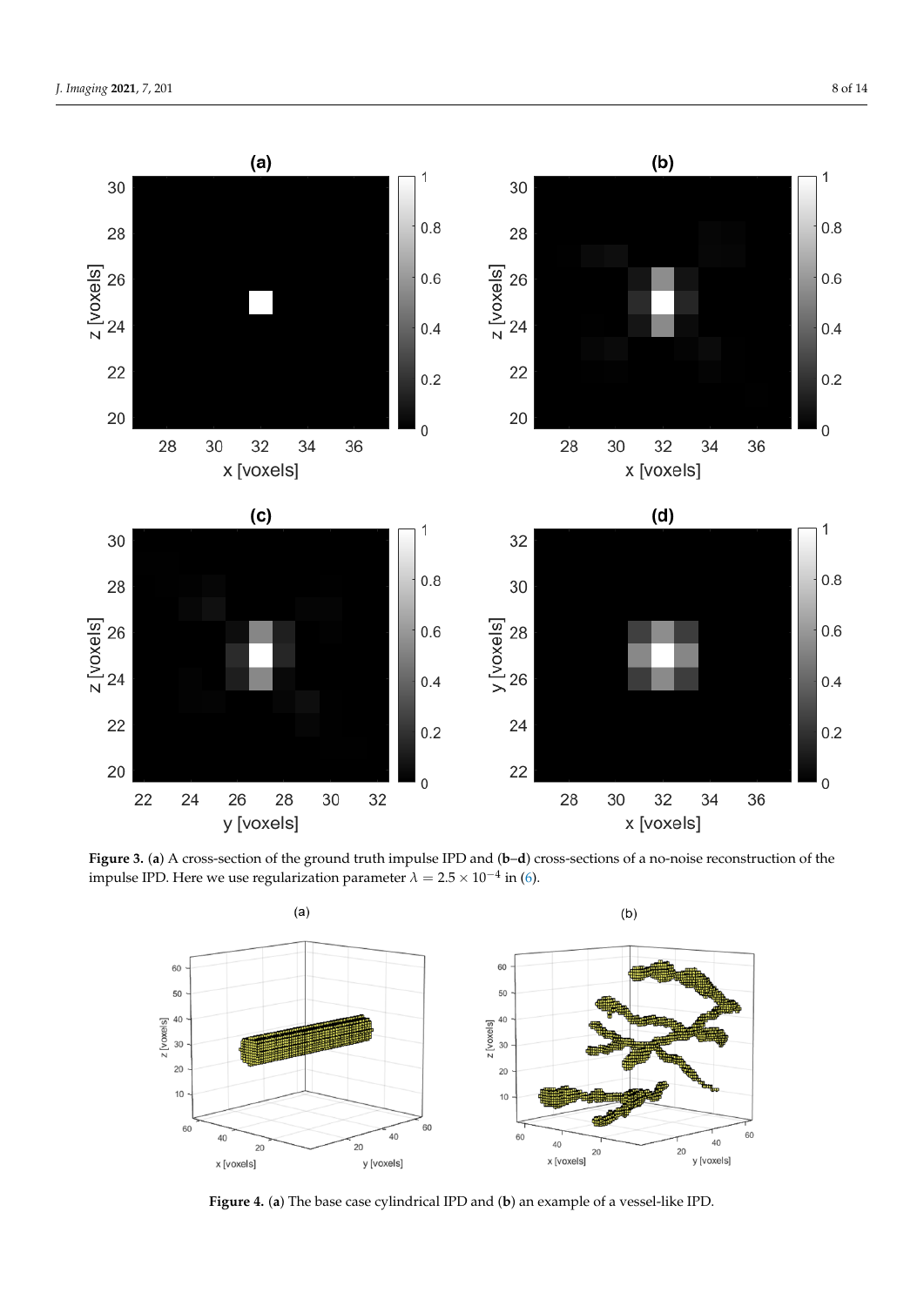**Figure 3.** (**a**) A cross-section of the ground truth impulse IPD and (**b**–**d**) cross-sections of a no-noise reconstruction of the impulse IPD. Here we use regularization parameter $\lambda = 2.5 \times 10^{-4}$ in (6).

**Figure 4.** (**a**) The base case cylindrical IPD and (**b**) an example of a vessel-like IPD.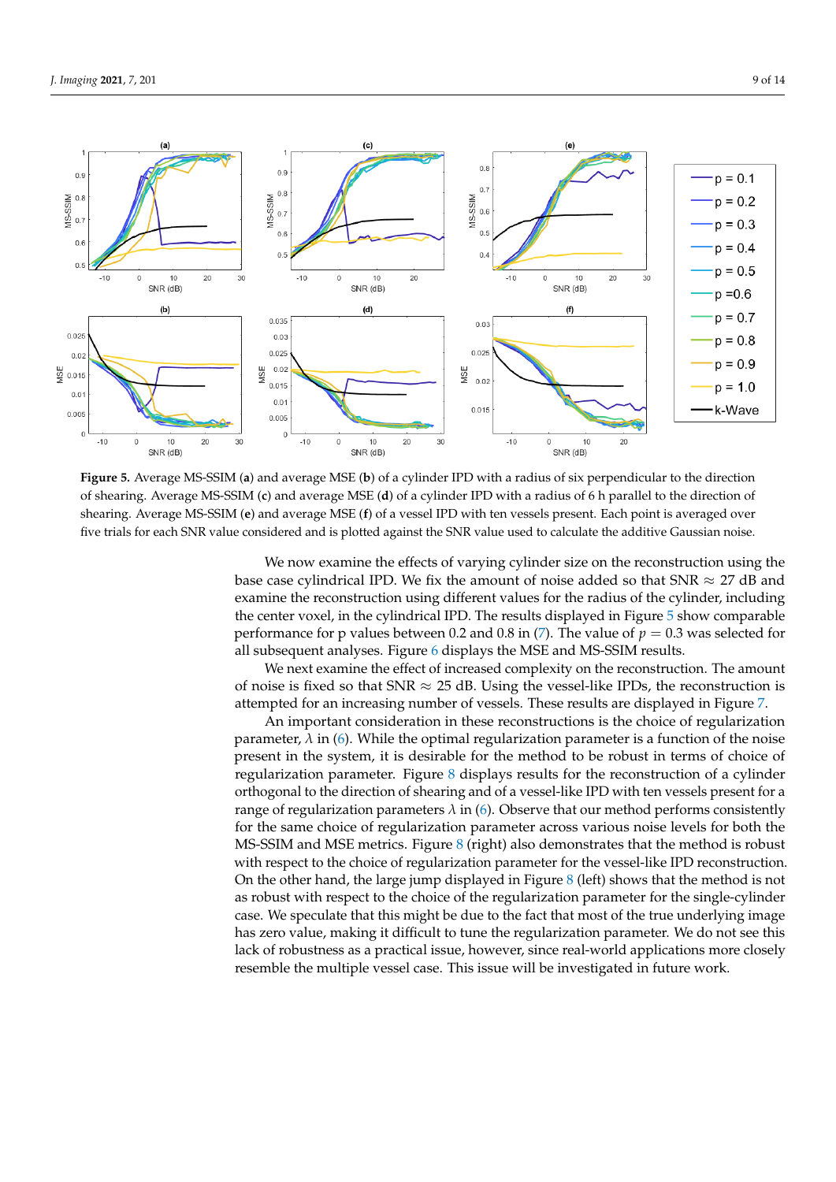**Figure 5.** Average MS-SSIM (**a**) and average MSE (**b**) of a cylinder IPD with a radius of six perpendicular to the direction of shearing. Average MS-SSIM (**c**) and average MSE (**d**) of a cylinder IPD with a radius of 6 h parallel to the direction of shearing. Average MS-SSIM (**e**) and average MSE (**f**) of a vessel IPD with ten vessels present. Each point is averaged over five trials for each SNR value considered and is plotted against the SNR value used to calculate the additive Gaussian noise.

We now examine the effects of varying cylinder size on the reconstruction using the base case cylindrical IPD. We fix the amount of noise added so that SNR $\approx$ 27 dB and examine the reconstruction using different values for the radius of the cylinder, including the center voxel, in the cylindrical IPD. The results displayed in Figure 5 show comparable performance for p values between 0.2 and 0.8 in (7). The value of $p = 0.3$ was selected for all subsequent analyses. Figure 6 displays the MSE and MS-SSIM results.

We next examine the effect of increased complexity on the reconstruction. The amount of noise is fixed so that SNR $\approx$ 25 dB. Using the vessel-like IPDs, the reconstruction is attempted for an increasing number of vessels. These results are displayed in Figure 7.

An important consideration in these reconstructions is the choice of regularization parameter, $\lambda$ in (6). While the optimal regularization parameter is a function of the noise present in the system, it is desirable for the method to be robust in terms of choice of regularization parameter. Figure 8 displays results for the reconstruction of a cylinder orthogonal to the direction of shearing and of a vessel-like IPD with ten vessels present for a range of regularization parameters $\lambda$ in (6). Observe that our method performs consistently for the same choice of regularization parameter across various noise levels for both the MS-SSIM and MSE metrics. Figure 8 (right) also demonstrates that the method is robust with respect to the choice of regularization parameter for the vessel-like IPD reconstruction. On the other hand, the large jump displayed in Figure 8 (left) shows that the method is not as robust with respect to the choice of the regularization parameter for the single-cylinder case. We speculate that this might be due to the fact that most of the true underlying image has zero value, making it difficult to tune the regularization parameter. We do not see this lack of robustness as a practical issue, however, since real-world applications more closely resemble the multiple vessel case. This issue will be investigated in future work.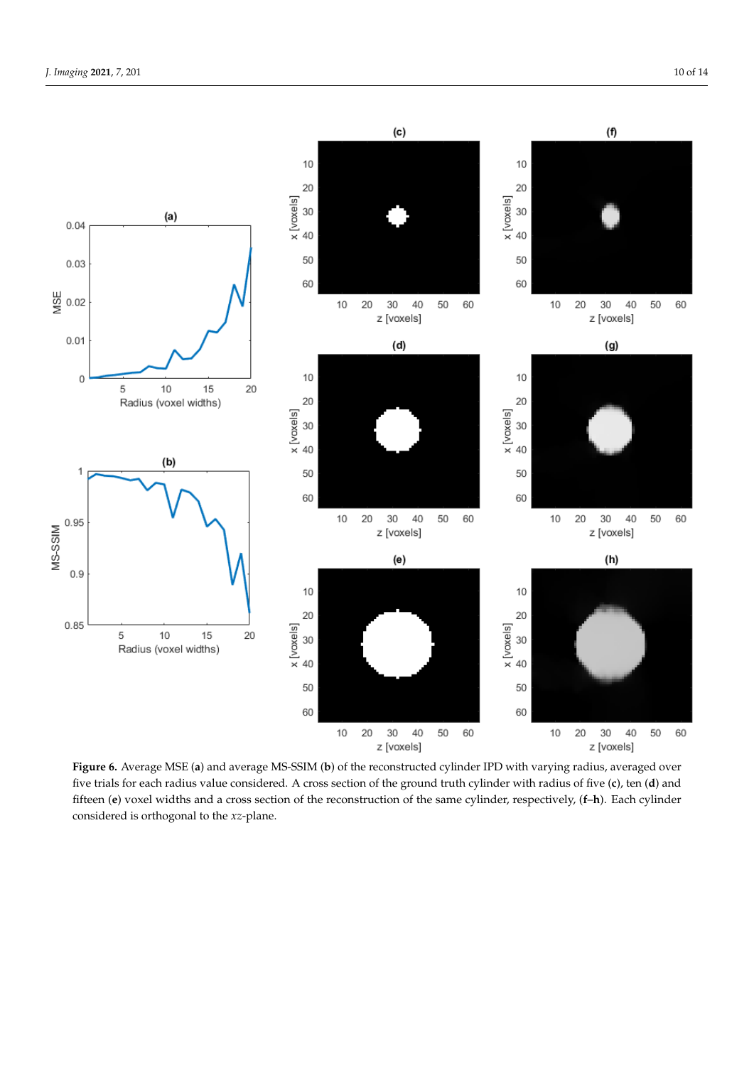**Figure 6.** Average MSE (**a**) and average MS-SSIM (**b**) of the reconstructed cylinder IPD with varying radius, averaged over five trials for each radius value considered. A cross section of the ground truth cylinder with radius of five (**c**), ten (**d**) and fifteen (**e**) voxel widths and a cross section of the reconstruction of the same cylinder, respectively, (**f**–**h**). Each cylinder considered is orthogonal to the $xz$-plane.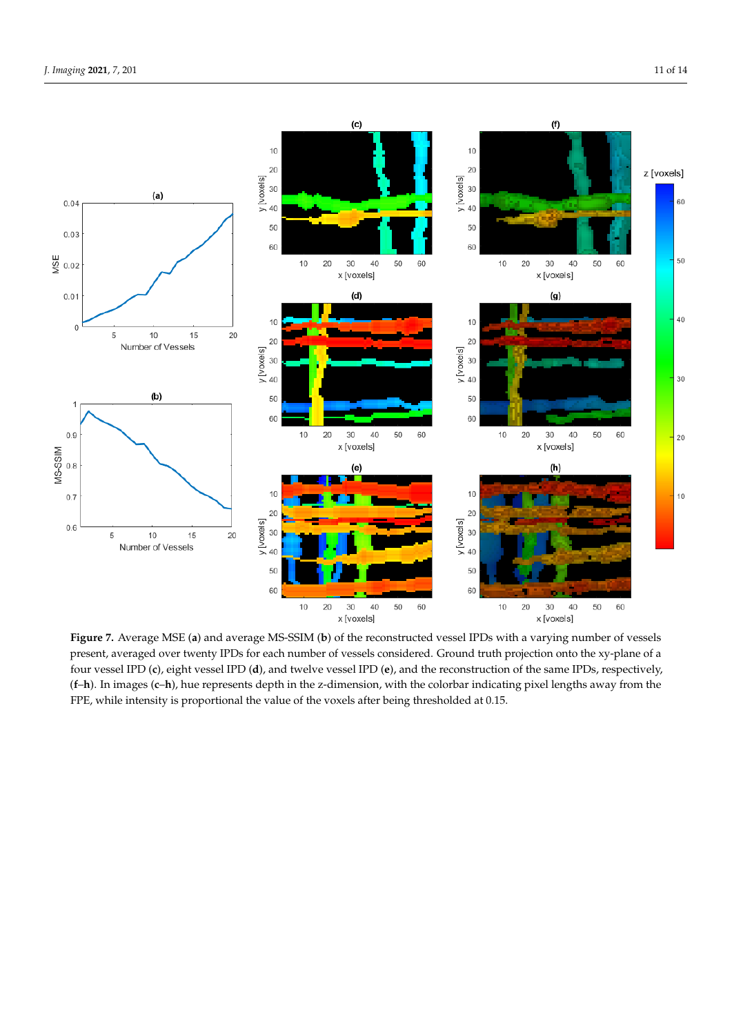**Figure 7.** Average MSE (**a**) and average MS-SSIM (**b**) of the reconstructed vessel IPDs with a varying number of vessels present, averaged over twenty IPDs for each number of vessels considered. Ground truth projection onto the xy-plane of a four vessel IPD (**c**), eight vessel IPD (**d**), and twelve vessel IPD (**e**), and the reconstruction of the same IPDs, respectively, (**f**–**h**). In images (**c**–**h**), hue represents depth in the z-dimension, with the colorbar indicating pixel lengths away from the FPE, while intensity is proportional the value of the voxels after being thresholded at 0.15.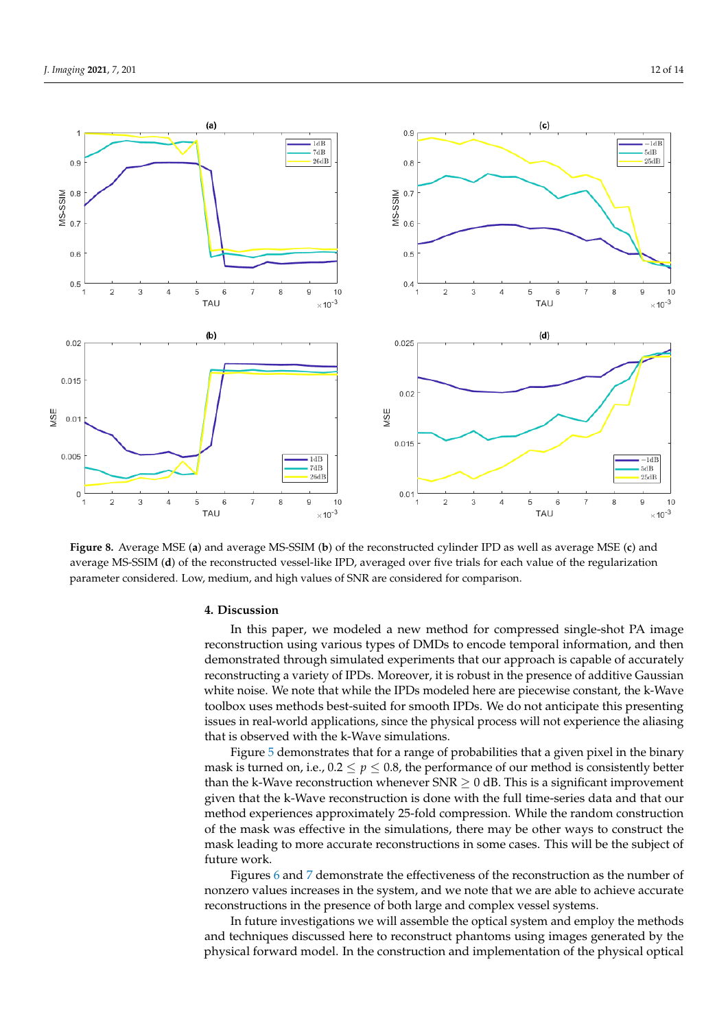**Figure 8.** Average MSE (**a**) and average MS-SSIM (**b**) of the reconstructed cylinder IPD as well as average MSE (**c**) and average MS-SSIM (**d**) of the reconstructed vessel-like IPD, averaged over five trials for each value of the regularization parameter considered. Low, medium, and high values of SNR are considered for comparison.

## 4. Discussion

In this paper, we modeled a new method for compressed single-shot PA image reconstruction using various types of DMDs to encode temporal information, and then demonstrated through simulated experiments that our approach is capable of accurately reconstructing a variety of IPDs. Moreover, it is robust in the presence of additive Gaussian white noise. We note that while the IPDs modeled here are piecewise constant, the k-Wave toolbox uses methods best-suited for smooth IPDs. We do not anticipate this presenting issues in real-world applications, since the physical process will not experience the aliasing that is observed with the k-Wave simulations.

Figure 5 demonstrates that for a range of probabilities that a given pixel in the binary mask is turned on, i.e., $0.2 \leq p \leq 0.8$, the performance of our method is consistently better than the k-Wave reconstruction whenever SNR $\geq 0$ dB. This is a significant improvement given that the k-Wave reconstruction is done with the full time-series data and that our method experiences approximately 25-fold compression. While the random construction of the mask was effective in the simulations, there may be other ways to construct the mask leading to more accurate reconstructions in some cases. This will be the subject of future work.

Figures 6 and 7 demonstrate the effectiveness of the reconstruction as the number of nonzero values increases in the system, and we note that we are able to achieve accurate reconstructions in the presence of both large and complex vessel systems.

In future investigations we will assemble the optical system and employ the methods and techniques discussed here to reconstruct phantoms using images generated by the physical forward model. In the construction and implementation of the physical optical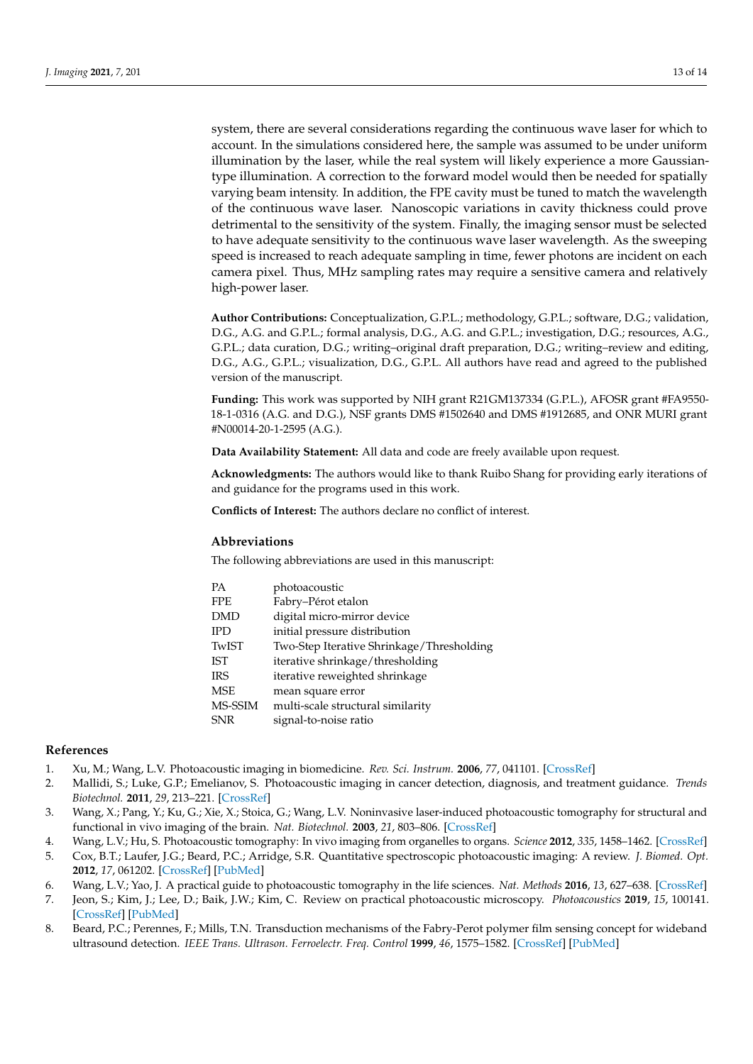system, there are several considerations regarding the continuous wave laser for which to account. In the simulations considered here, the sample was assumed to be under uniform illumination by the laser, while the real system will likely experience a more Gaussian-type illumination. A correction to the forward model would then be needed for spatially varying beam intensity. In addition, the FPE cavity must be tuned to match the wavelength of the continuous wave laser. Nanoscopic variations in cavity thickness could prove detrimental to the sensitivity of the system. Finally, the imaging sensor must be selected to have adequate sensitivity to the continuous wave laser wavelength. As the sweeping speed is increased to reach adequate sampling in time, fewer photons are incident on each camera pixel. Thus, MHz sampling rates may require a sensitive camera and relatively high-power laser.

**Author Contributions:** Conceptualization, G.P.L.; methodology, G.P.L.; software, D.G.; validation, D.G., A.G. and G.P.L.; formal analysis, D.G., A.G. and G.P.L.; investigation, D.G.; resources, A.G., G.P.L.; data curation, D.G.; writing–original draft preparation, D.G.; writing–review and editing, D.G., A.G., G.P.L.; visualization, D.G., G.P.L. All authors have read and agreed to the published version of the manuscript.

**Funding:** This work was supported by NIH grant R21GM137334 (G.P.L.), AFOSR grant #FA9550-18-1-0316 (A.G. and D.G.), NSF grants DMS #1502640 and DMS #1912685, and ONR MURI grant #N00014-20-1-2595 (A.G.).

**Data Availability Statement:** All data and code are freely available upon request.

**Acknowledgments:** The authors would like to thank Ruibo Shang for providing early iterations of and guidance for the programs used in this work.

**Conflicts of Interest:** The authors declare no conflict of interest.

## Abbreviations

The following abbreviations are used in this manuscript:

| | |
|---|---|
| PA | photoacoustic |
| FPE | Fabry–Pérot etalon |
| DMD | digital micro-mirror device |
| IPD | initial pressure distribution |
| TwIST | Two-Step Iterative Shrinkage/Thresholding |
| IST | iterative shrinkage/thresholding |
| IRS | iterative reweighted shrinkage |
| MSE | mean square error |
| MS-SSIM | multi-scale structural similarity |
| SNR | signal-to-noise ratio |

## References

1. Xu, M.; Wang, L.V. Photoacoustic imaging in biomedicine. *Rev. Sci. Instrum.* **2006**, *77*, 041101. [CrossRef]
2. Mallidi, S.; Luke, G.P.; Emelianov, S. Photoacoustic imaging in cancer detection, diagnosis, and treatment guidance. *Trends Biotechnol.* **2011**, *29*, 213–221. [CrossRef]
3. Wang, X.; Pang, Y.; Ku, G.; Xie, X.; Stoica, G.; Wang, L.V. Noninvasive laser-induced photoacoustic tomography for structural and functional in vivo imaging of the brain. *Nat. Biotechnol.* **2003**, *21*, 803–806. [CrossRef]
4. Wang, L.V.; Hu, S. Photoacoustic tomography: In vivo imaging from organelles to organs. *Science* **2012**, *335*, 1458–1462. [CrossRef]
5. Cox, B.T.; Laufer, J.G.; Beard, P.C.; Arridge, S.R. Quantitative spectroscopic photoacoustic imaging: A review. *J. Biomed. Opt.* **2012**, *17*, 061202. [CrossRef] [PubMed]
6. Wang, L.V.; Yao, J. A practical guide to photoacoustic tomography in the life sciences. *Nat. Methods* **2016**, *13*, 627–638. [CrossRef]
7. Jeon, S.; Kim, J.; Lee, D.; Baik, J.W.; Kim, C. Review on practical photoacoustic microscopy. *Photoacoustics* **2019**, *15*, 100141. [CrossRef] [PubMed]
8. Beard, P.C.; Perennes, F.; Mills, T.N. Transduction mechanisms of the Fabry-Perot polymer film sensing concept for wideband ultrasound detection. *IEEE Trans. Ultrason. Ferroelectr. Freq. Control* **1999**, *46*, 1575–1582. [CrossRef] [PubMed]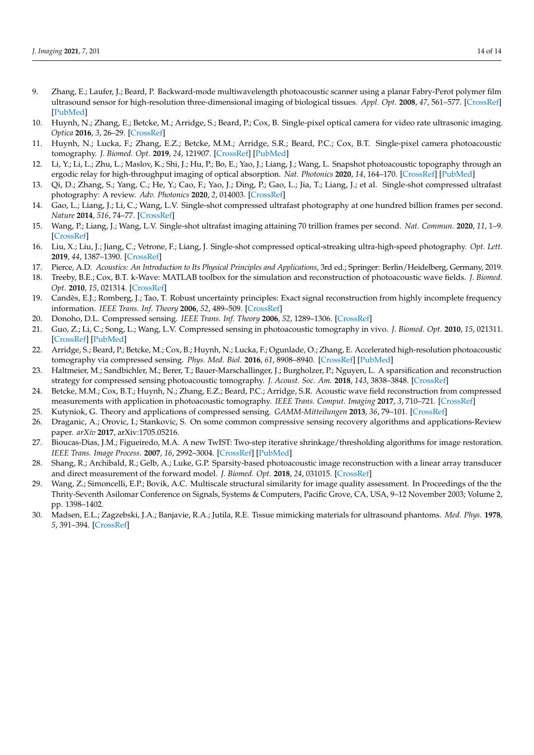9. Zhang, E.; Laufer, J.; Beard, P. Backward-mode multiwavelength photoacoustic scanner using a planar Fabry-Perot polymer film ultrasound sensor for high-resolution three-dimensional imaging of biological tissues. *Appl. Opt.* **2008**, *47*, 561–577. [CrossRef] [PubMed]
10. Huynh, N.; Zhang, E.; Betcke, M.; Arridge, S.; Beard, P.; Cox, B. Single-pixel optical camera for video rate ultrasonic imaging. *Optica* **2016**, *3*, 26–29. [CrossRef]
11. Huynh, N.; Lucka, F.; Zhang, E.Z.; Betcke, M.M.; Arridge, S.R.; Beard, P.C.; Cox, B.T. Single-pixel camera photoacoustic tomography. *J. Biomed. Opt.* **2019**, *24*, 121907. [CrossRef] [PubMed]
12. Li, Y.; Li, L.; Zhu, L.; Maslov, K.; Shi, J.; Hu, P.; Bo, E.; Yao, J.; Liang, J.; Wang, L. Snapshot photoacoustic topography through an ergodic relay for high-throughput imaging of optical absorption. *Nat. Photonics* **2020**, *14*, 164–170. [CrossRef] [PubMed]
13. Qi, D.; Zhang, S.; Yang, C.; He, Y.; Cao, F.; Yao, J.; Ding, P.; Gao, L.; Jia, T.; Liang, J.; et al. Single-shot compressed ultrafast photography: A review. *Adv. Photonics* **2020**, *2*, 014003. [CrossRef]
14. Gao, L.; Liang, J.; Li, C.; Wang, L.V. Single-shot compressed ultrafast photography at one hundred billion frames per second. *Nature* **2014**, *516*, 74–77. [CrossRef]
15. Wang, P.; Liang, J.; Wang, L.V. Single-shot ultrafast imaging attaining 70 trillion frames per second. *Nat. Commun.* **2020**, *11*, 1–9. [CrossRef]
16. Liu, X.; Liu, J.; Jiang, C.; Vetrone, F.; Liang, J. Single-shot compressed optical-streaking ultra-high-speed photography. *Opt. Lett.* **2019**, *44*, 1387–1390. [CrossRef]
17. Pierce, A.D. *Acoustics: An Introduction to Its Physical Principles and Applications*, 3rd ed.; Springer: Berlin/Heidelberg, Germany, 2019.
18. Treeby, B.E.; Cox, B.T. k-Wave: MATLAB toolbox for the simulation and reconstruction of photoacoustic wave fields. *J. Biomed. Opt.* **2010**, *15*, 021314. [CrossRef]
19. Candès, E.J.; Romberg, J.; Tao, T. Robust uncertainty principles: Exact signal reconstruction from highly incomplete frequency information. *IEEE Trans. Inf. Theory* **2006**, *52*, 489–509. [CrossRef]
20. Donoho, D.L. Compressed sensing. *IEEE Trans. Inf. Theory* **2006**, *52*, 1289–1306. [CrossRef]
21. Guo, Z.; Li, C.; Song, L.; Wang, L.V. Compressed sensing in photoacoustic tomography in vivo. *J. Biomed. Opt.* **2010**, *15*, 021311. [CrossRef] [PubMed]
22. Arridge, S.; Beard, P.; Betcke, M.; Cox, B.; Huynh, N.; Lucka, F.; Ogunlade, O.; Zhang, E. Accelerated high-resolution photoacoustic tomography via compressed sensing. *Phys. Med. Biol.* **2016**, *61*, 8908–8940. [CrossRef] [PubMed]
23. Haltmeier, M.; Sandbichler, M.; Berer, T.; Bauer-Marschallinger, J.; Burgholzer, P.; Nguyen, L. A sparsification and reconstruction strategy for compressed sensing photoacoustic tomography. *J. Acoust. Soc. Am.* **2018**, *143*, 3838–3848. [CrossRef]
24. Betcke, M.M.; Cox, B.T.; Huynh, N.; Zhang, E.Z.; Beard, P.C.; Arridge, S.R. Acoustic wave field reconstruction from compressed measurements with application in photoacoustic tomography. *IEEE Trans. Comput. Imaging* **2017**, *3*, 710–721. [CrossRef]
25. Kutyniok, G. Theory and applications of compressed sensing. *GAMM-Mitteilungen* **2013**, *36*, 79–101. [CrossRef]
26. Draganic, A.; Orovic, I.; Stankovic, S. On some common compressive sensing recovery algorithms and applications-Review paper. *arXiv* **2017**, arXiv:1705.05216.
27. Bioucas-Dias, J.M.; Figueiredo, M.A. A new TwIST: Two-step iterative shrinkage/thresholding algorithms for image restoration. *IEEE Trans. Image Process.* **2007**, *16*, 2992–3004. [CrossRef] [PubMed]
28. Shang, R.; Archibald, R.; Gelb, A.; Luke, G.P. Sparsity-based photoacoustic image reconstruction with a linear array transducer and direct measurement of the forward model. *J. Biomed. Opt.* **2018**, *24*, 031015. [CrossRef]
29. Wang, Z.; Simoncelli, E.P.; Bovik, A.C. Multiscale structural similarity for image quality assessment. In Proceedings of the the Thrity-Seventh Asilomar Conference on Signals, Systems & Computers, Pacific Grove, CA, USA, 9–12 November 2003; Volume 2, pp. 1398–1402.
30. Madsen, E.L.; Zagzebski, J.A.; Banjavie, R.A.; Jutila, R.E. Tissue mimicking materials for ultrasound phantoms. *Med. Phys.* **1978**, *5*, 391–394. [CrossRef]